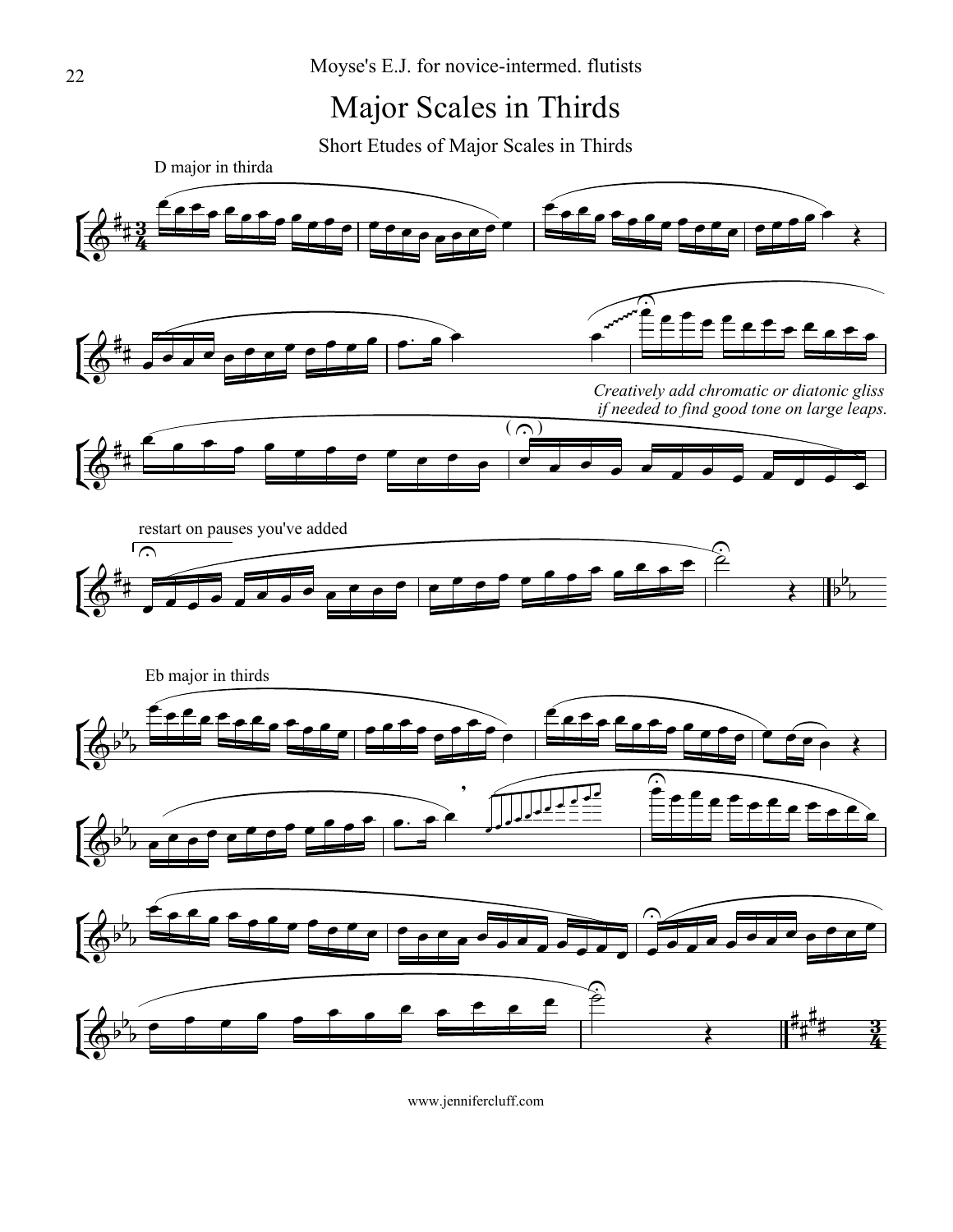Moyse's E.J. for novice-intermed. flutists

# Major Scales in Thirds

## Short Etudes of Major Scales in Thirds

D major in thirda

*Creatively add chromatic or diatonic gliss if needed to find good tone on large leaps.*

restart on pauses you've added

Eb major in thirds

www.jennifercluff.com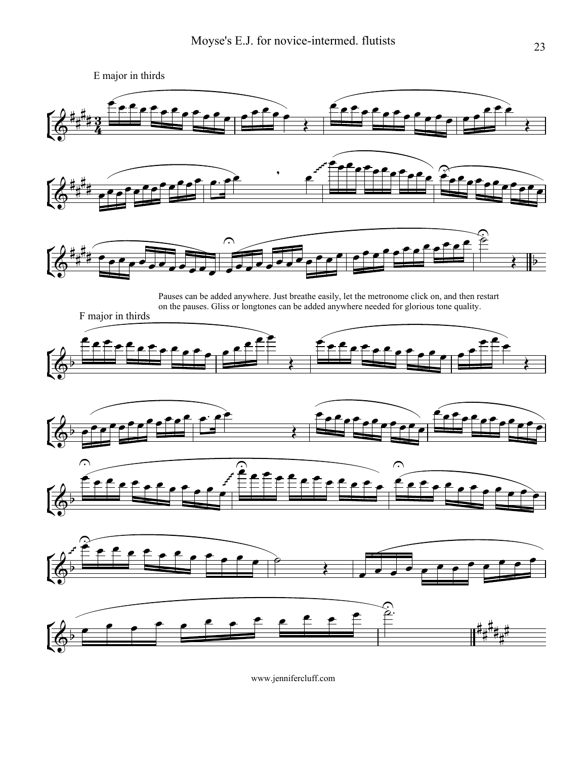E major in thirds

Pauses can be added anywhere. Just breathe easily, let the metronome click on, and then restart on the pauses. Gliss or longtones can be added anywhere needed for glorious tone quality.

F major in thirds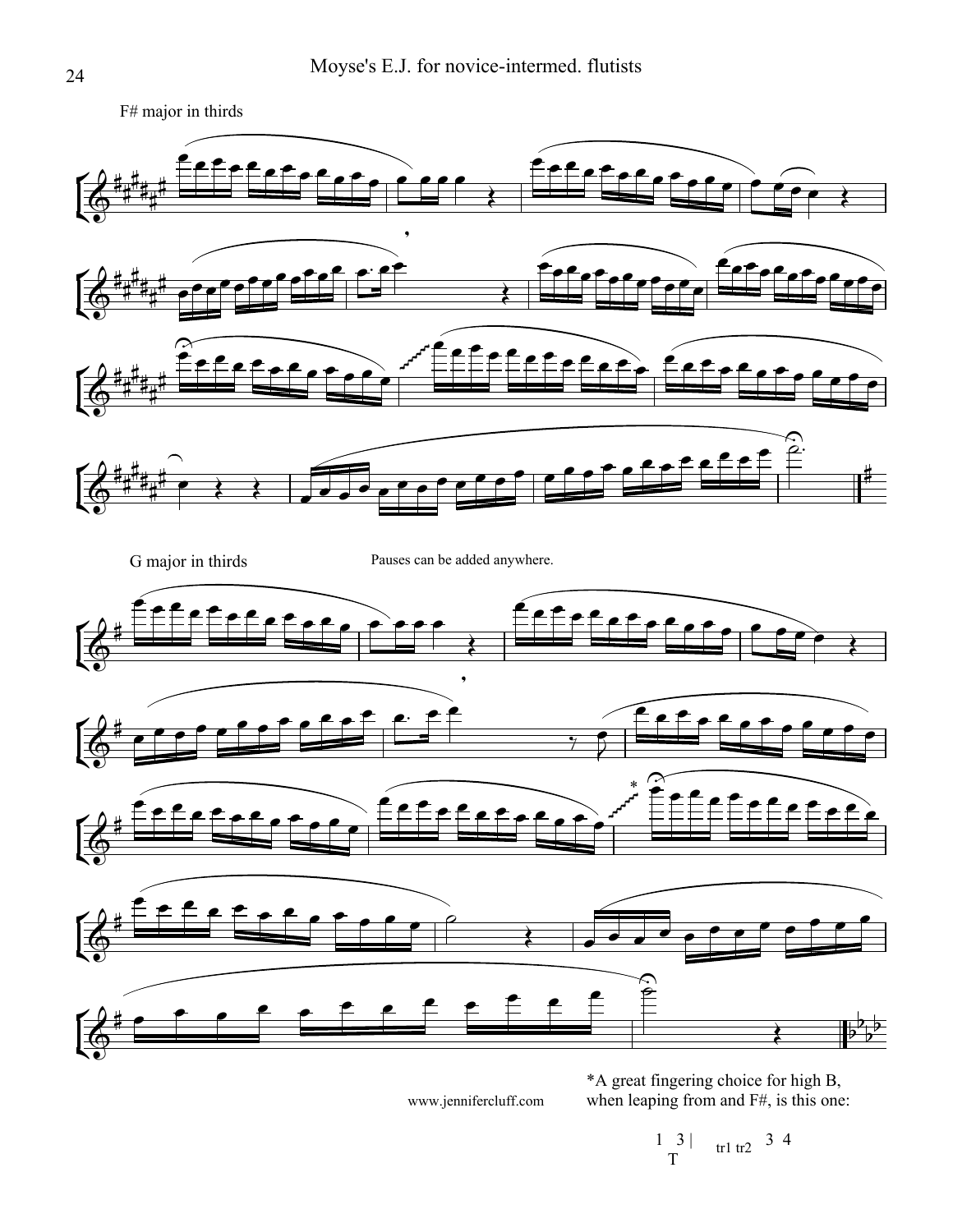## F# major in thirds

## G major in thirds

Pauses can be added anywhere.

*A great fingering choice for high B, when leaping from and F#, is this one:

1 3 | tr1 tr2 3 4
T

www.jennifercluff.com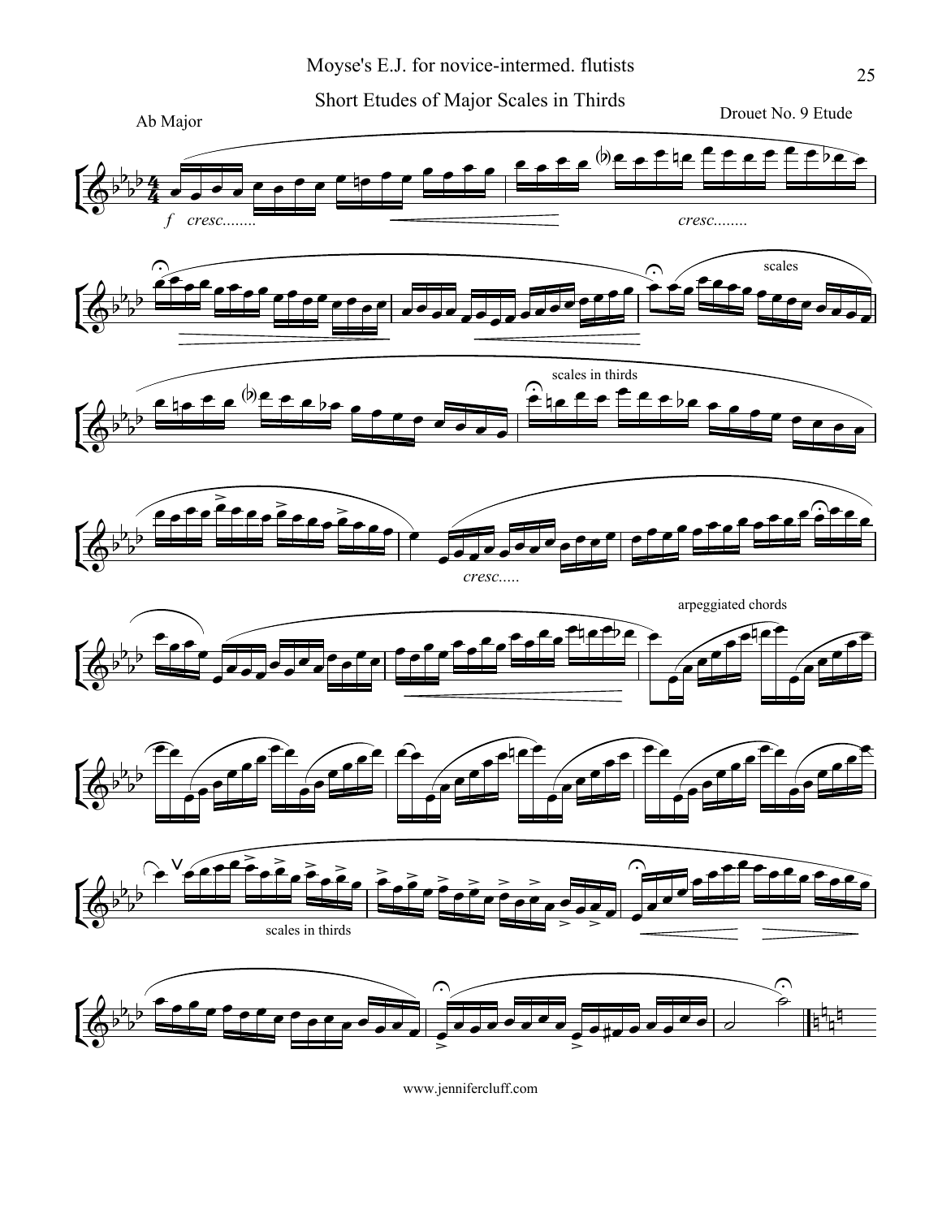# Moyse's E.J. for novice-intermed. flutists

## Short Etudes of Major Scales in Thirds

Ab Major

Drouet No. 9 Etude

*f* *cresc........*

*cresc........*

scales

scales in thirds

*cresc.....*

arpeggiated chords

scales in thirds

www.jennifercluff.com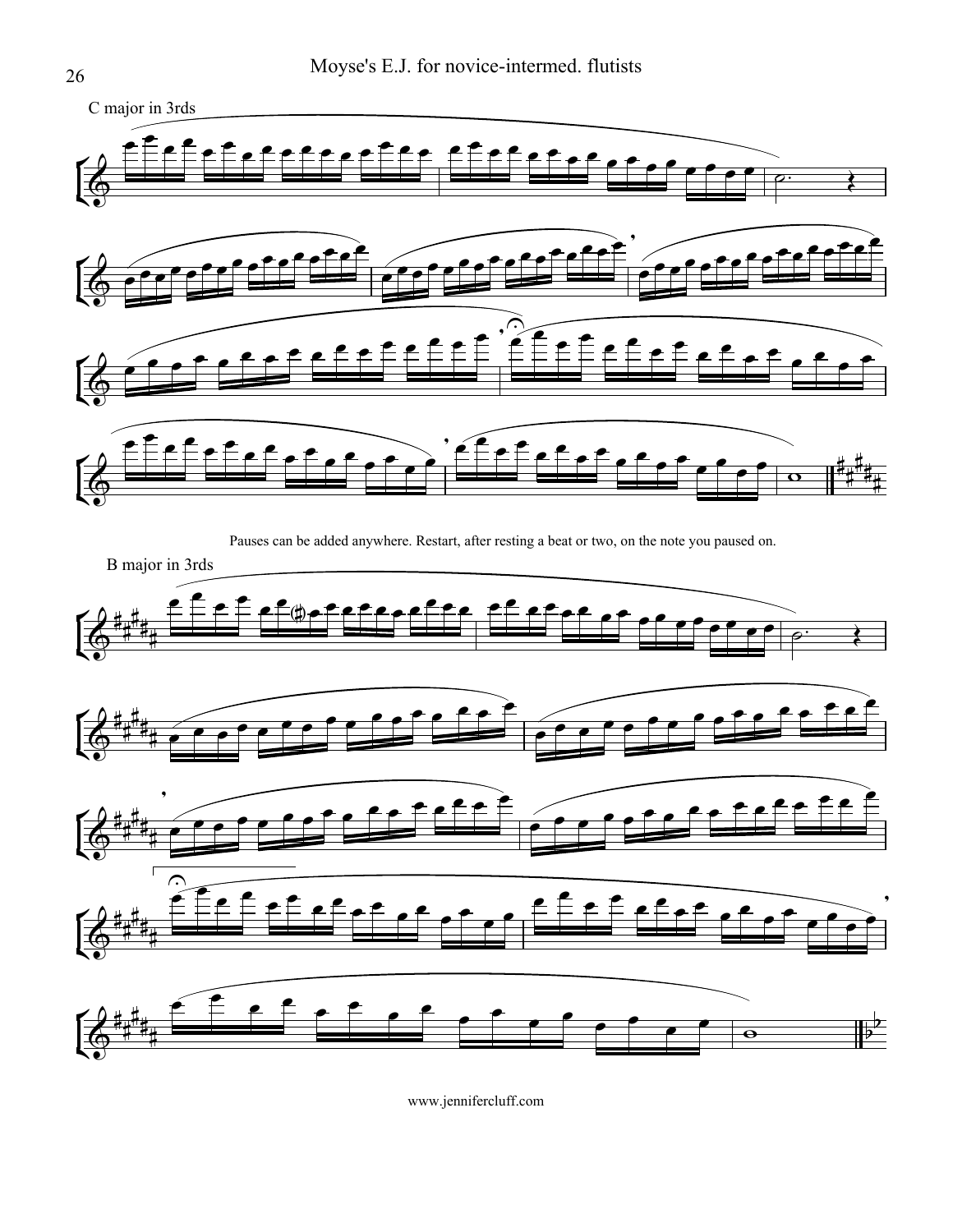C major in 3rds

Pauses can be added anywhere. Restart, after resting a beat or two, on the note you paused on.

B major in 3rds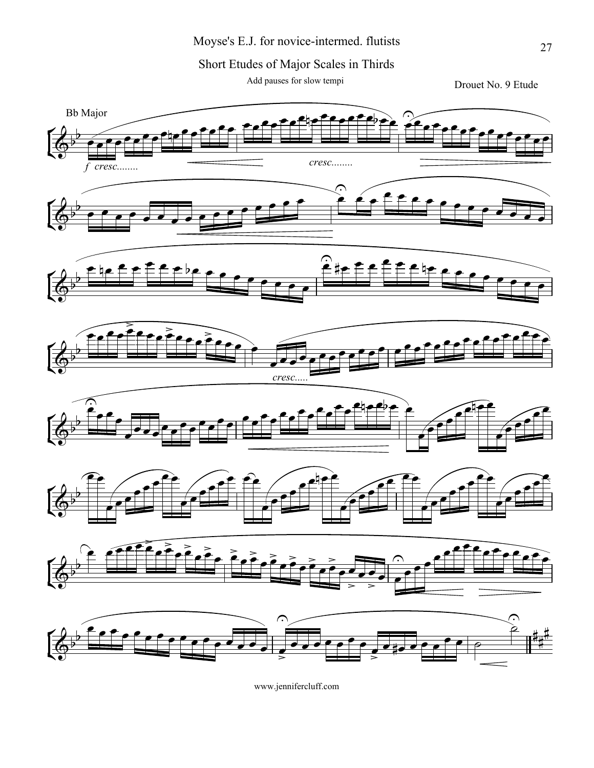# Moyse's E.J. for novice-intermed. flutists

## Short Etudes of Major Scales in Thirds

Add pauses for slow tempi

Drouet No. 9 Etude

Bb Major

*f cresc........*

*cresc........*

*cresc.....*

www.jennifercluff.com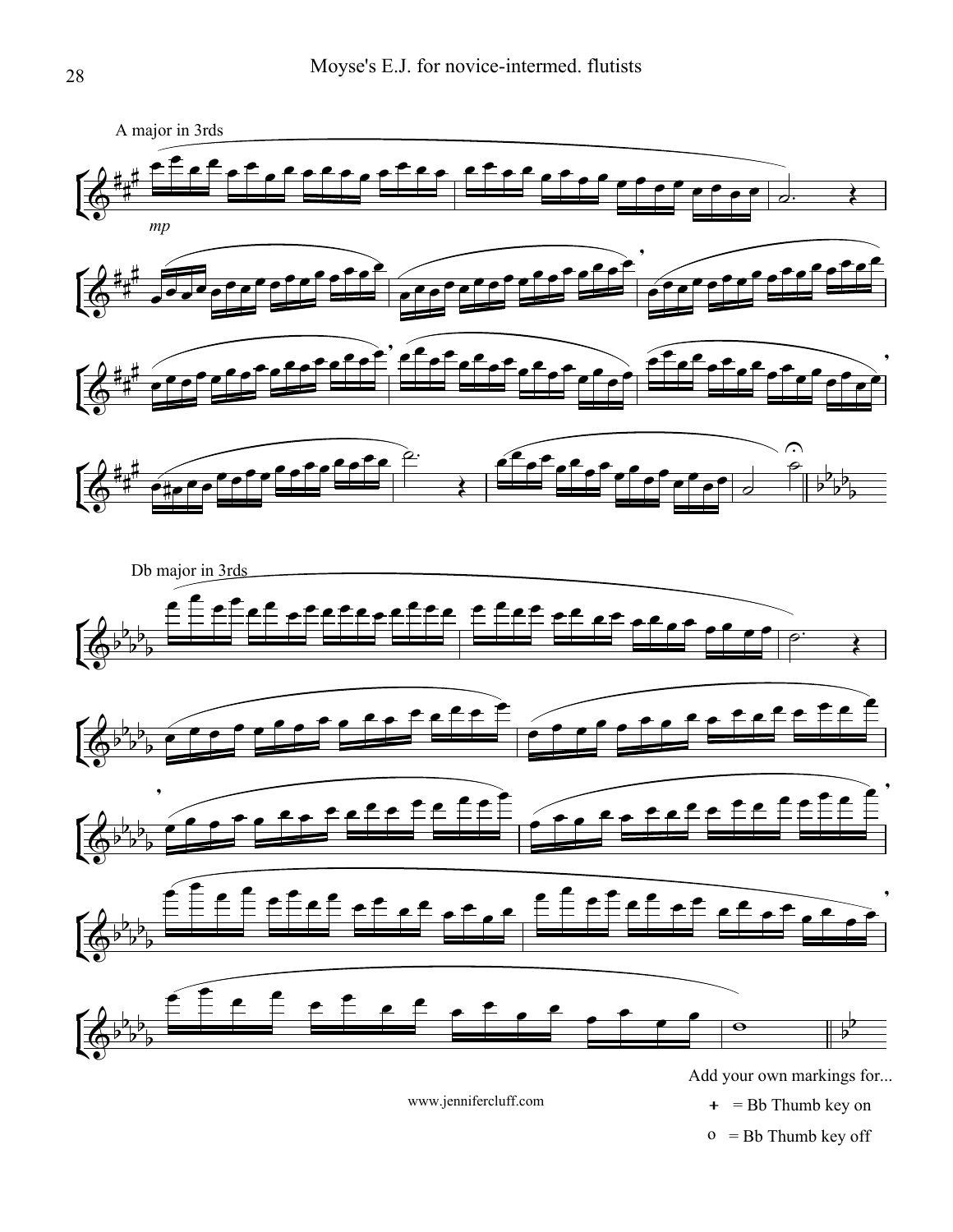A major in 3rds

*mp*

Db major in 3rds

Add your own markings for...

\+ = Bb Thumb key on

o = Bb Thumb key off

www.jennifercluff.com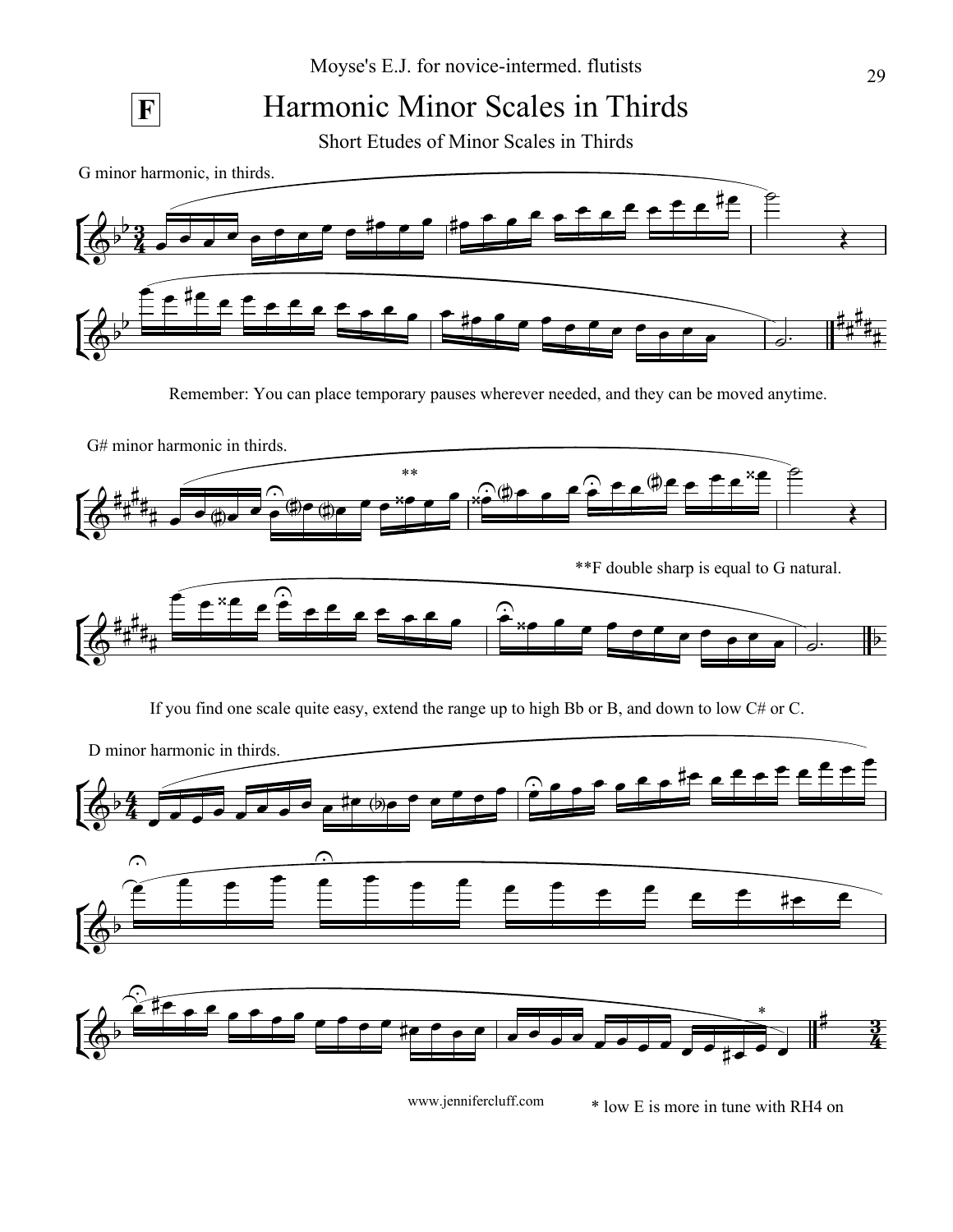Moyse's E.J. for novice-intermed. flutists

**F**

# Harmonic Minor Scales in Thirds

## Short Etudes of Minor Scales in Thirds

G minor harmonic, in thirds.

Remember: You can place temporary pauses wherever needed, and they can be moved anytime.

G# minor harmonic in thirds.

**F double sharp is equal to G natural.

If you find one scale quite easy, extend the range up to high Bb or B, and down to low C# or C.

D minor harmonic in thirds.

www.jennifercluff.com

* low E is more in tune with RH4 on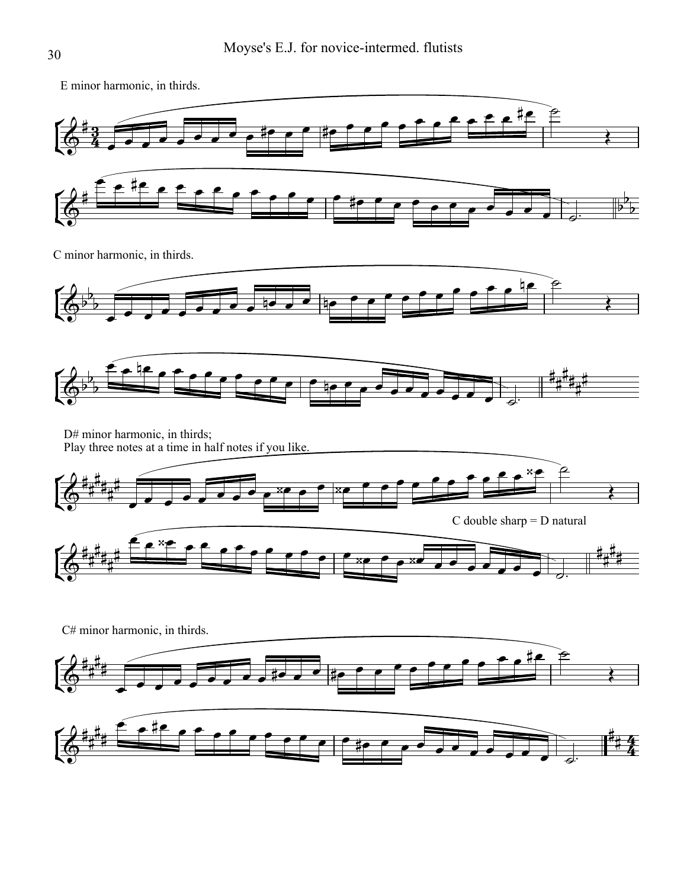E minor harmonic, in thirds.

C minor harmonic, in thirds.

D# minor harmonic, in thirds;
Play three notes at a time in half notes if you like.

C double sharp = D natural

C# minor harmonic, in thirds.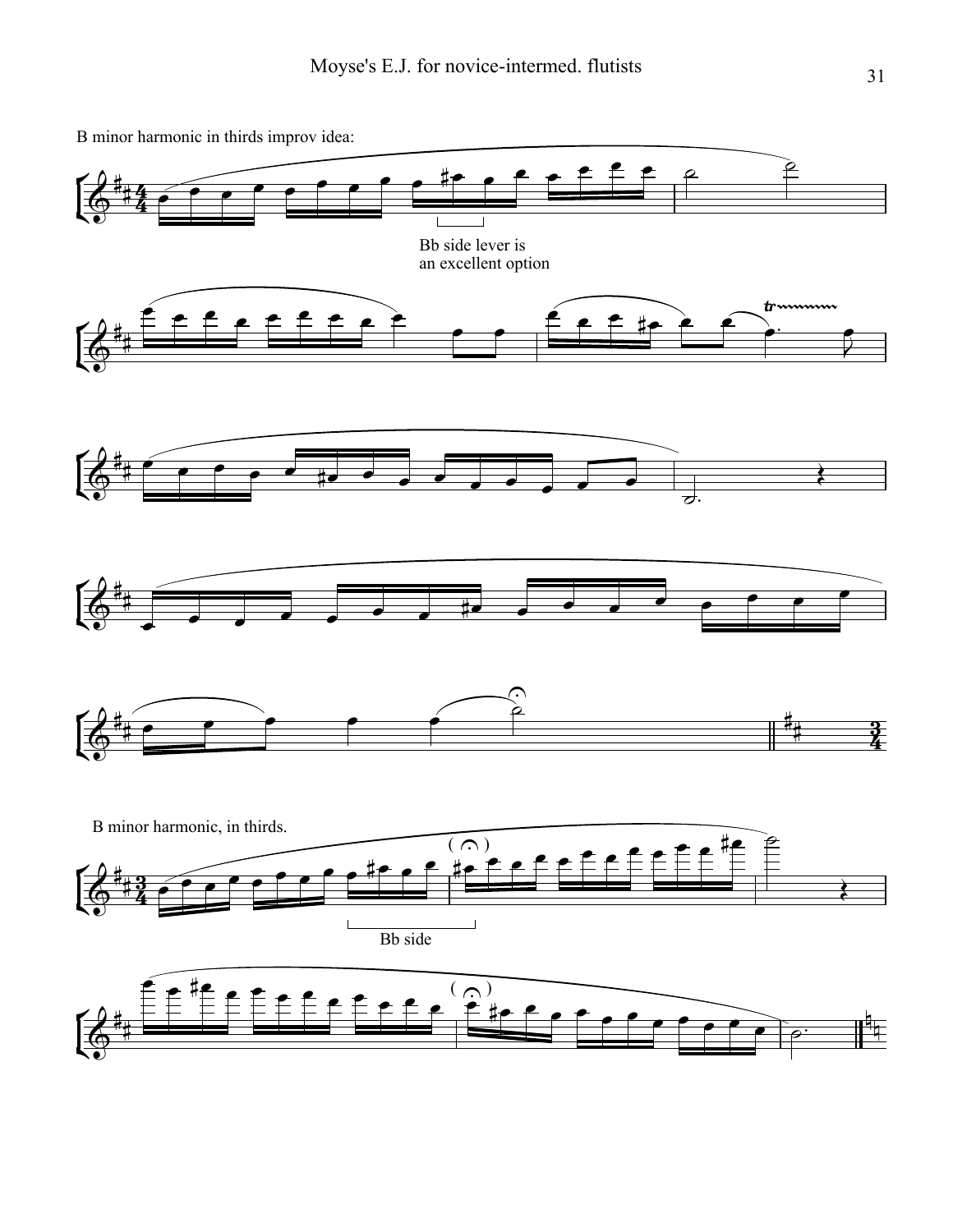B minor harmonic in thirds improv idea:

Bb side lever is an excellent option

B minor harmonic, in thirds.

Bb side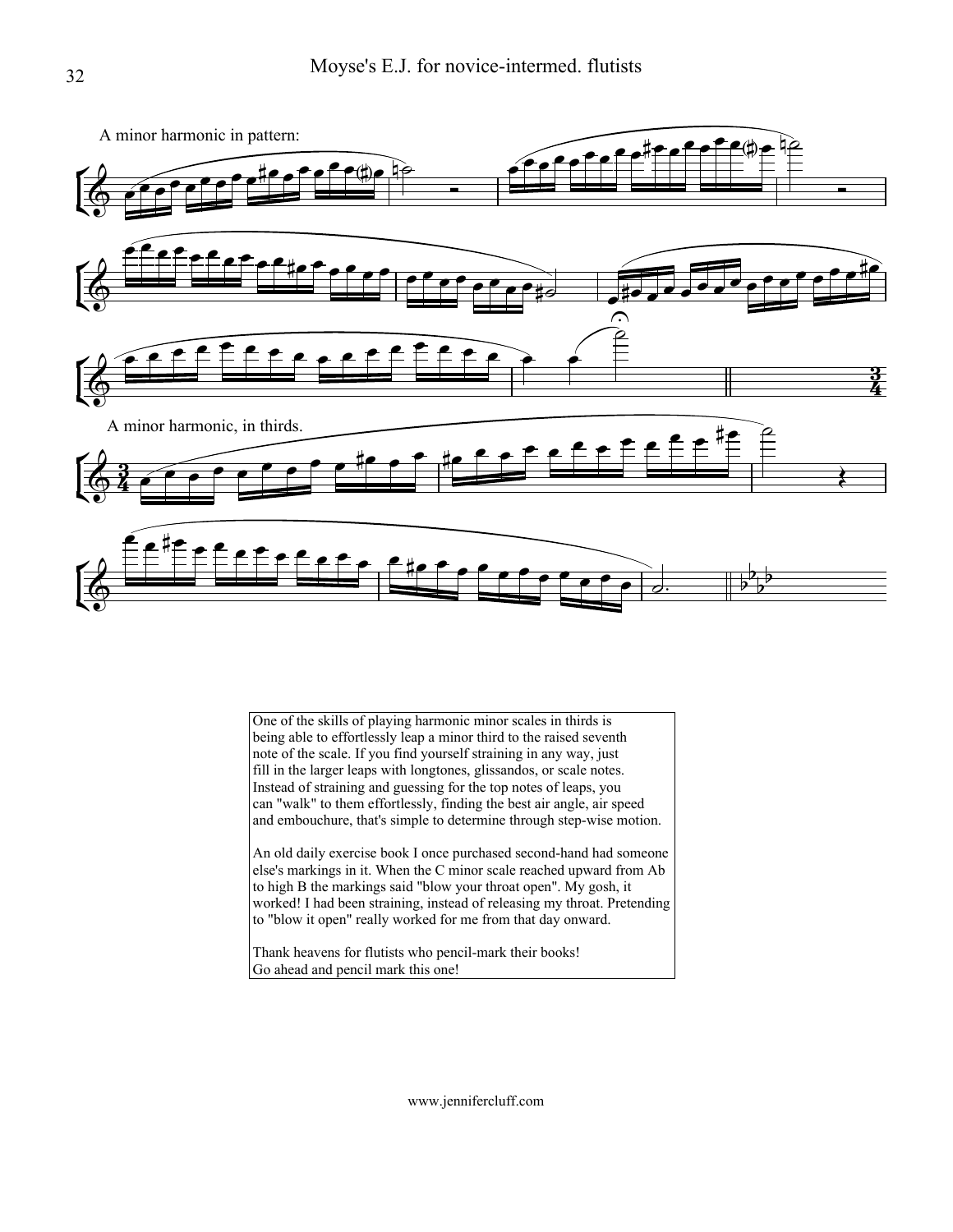A minor harmonic in pattern:

A minor harmonic, in thirds.

One of the skills of playing harmonic minor scales in thirds is being able to effortlessly leap a minor third to the raised seventh note of the scale. If you find yourself straining in any way, just fill in the larger leaps with longtones, glissandos, or scale notes. Instead of straining and guessing for the top notes of leaps, you can "walk" to them effortlessly, finding the best air angle, air speed and embouchure, that's simple to determine through step-wise motion.

An old daily exercise book I once purchased second-hand had someone else's markings in it. When the C minor scale reached upward from Ab to high B the markings said "blow your throat open". My gosh, it worked! I had been straining, instead of releasing my throat. Pretending to "blow it open" really worked for me from that day onward.

Thank heavens for flutists who pencil-mark their books!
Go ahead and pencil mark this one!

www.jennifercluff.com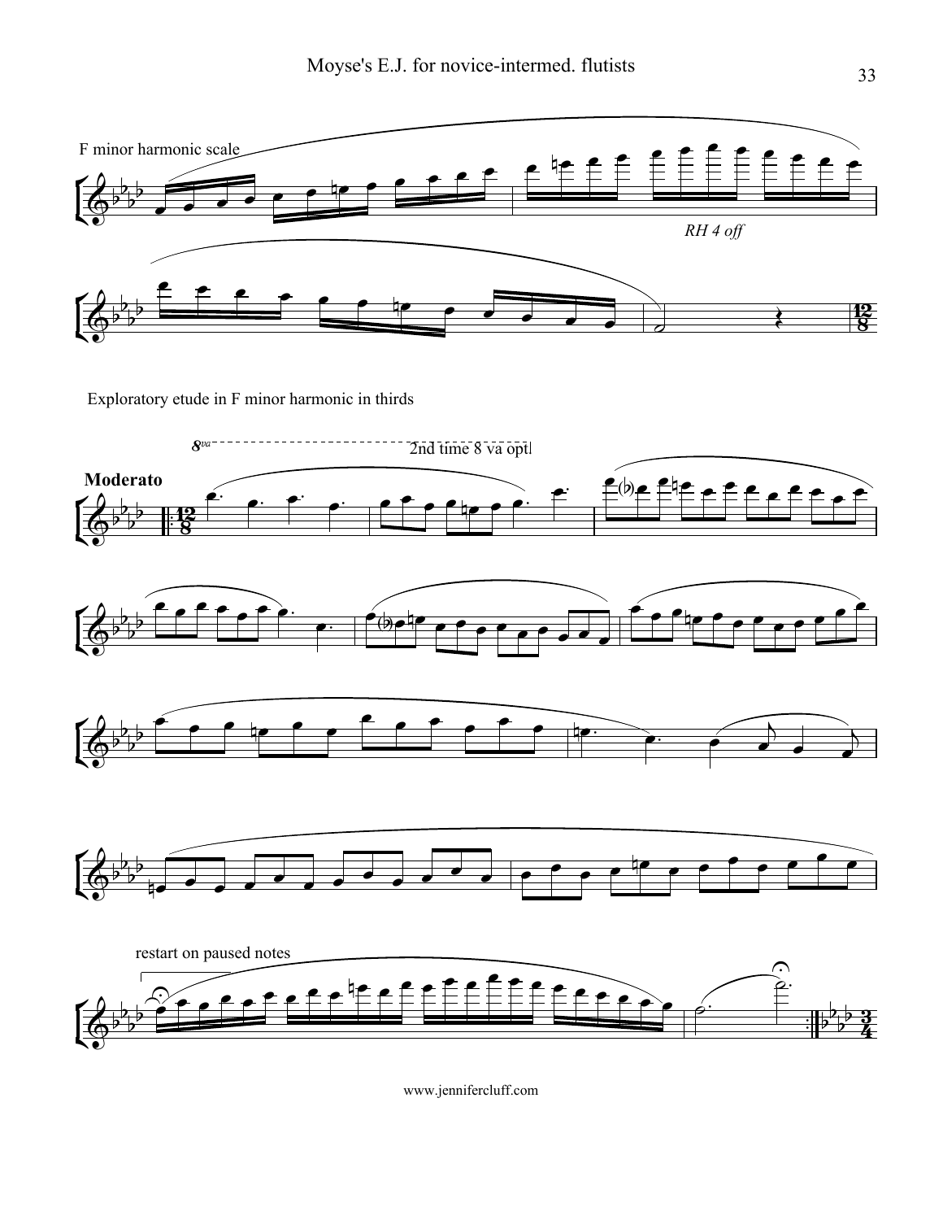F minor harmonic scale

*RH 4 off*

Exploratory etude in F minor harmonic in thirds

8va - - - - - - - - - - 2nd time 8 va optl

**Moderato**

restart on paused notes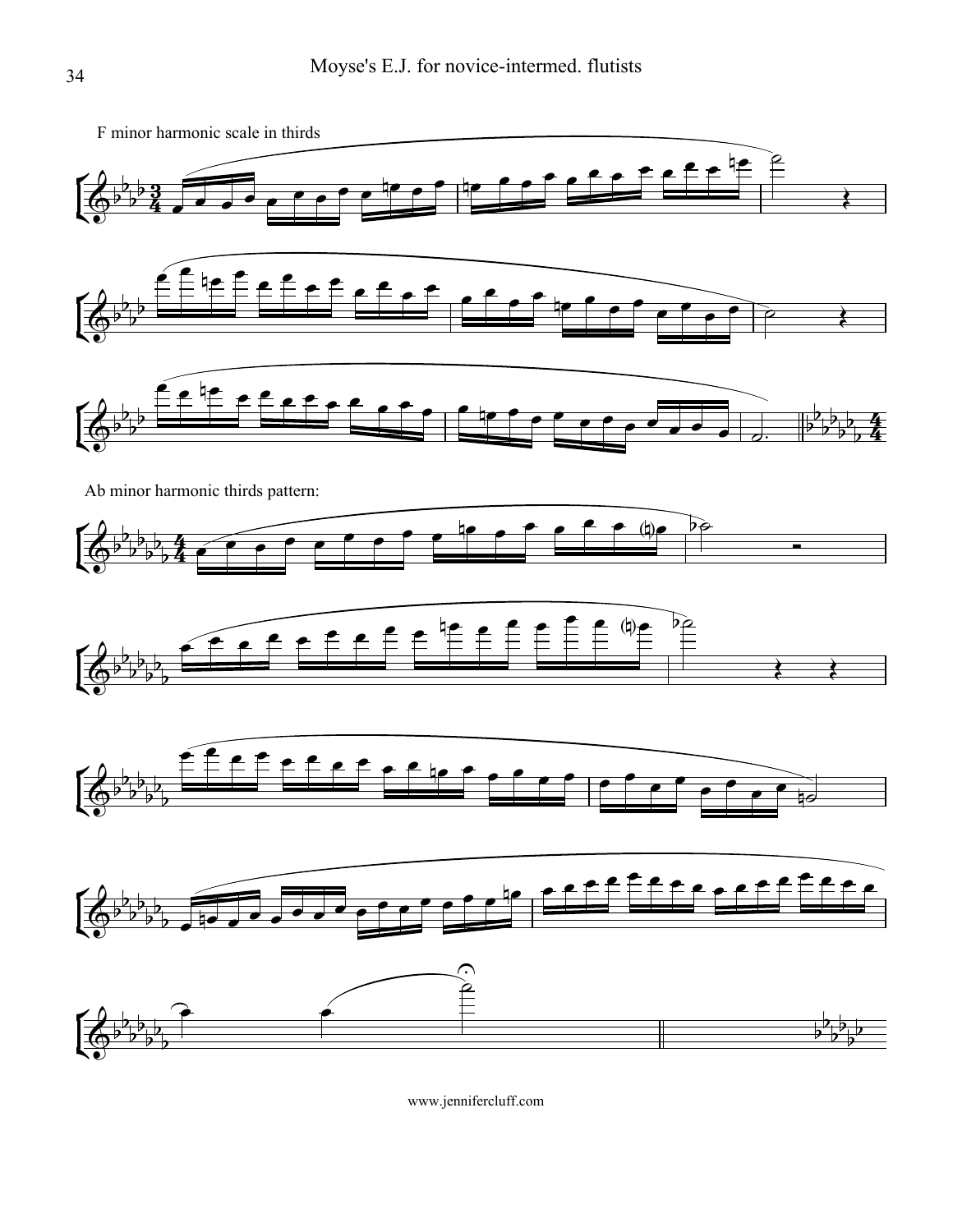F minor harmonic scale in thirds

Ab minor harmonic thirds pattern: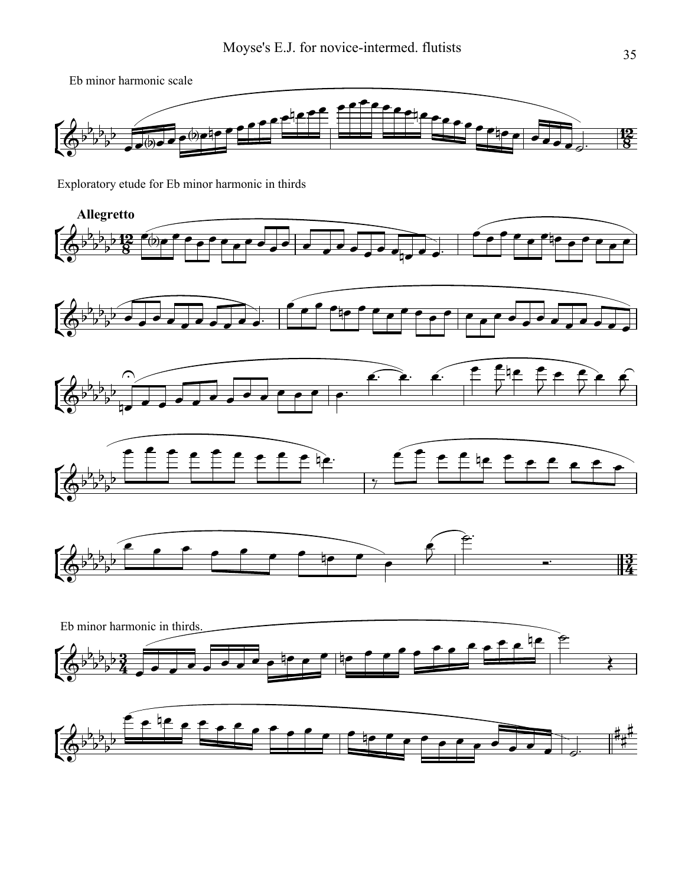Eb minor harmonic scale

Exploratory etude for Eb minor harmonic in thirds

**Allegretto**

Eb minor harmonic in thirds.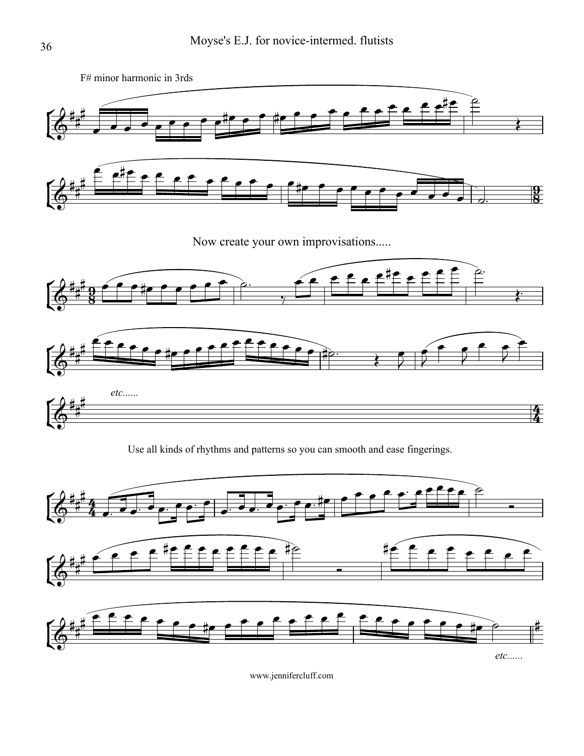F# minor harmonic in 3rds

Now create your own improvisations.....

*etc......*

Use all kinds of rhythms and patterns so you can smooth and ease fingerings.

*etc......*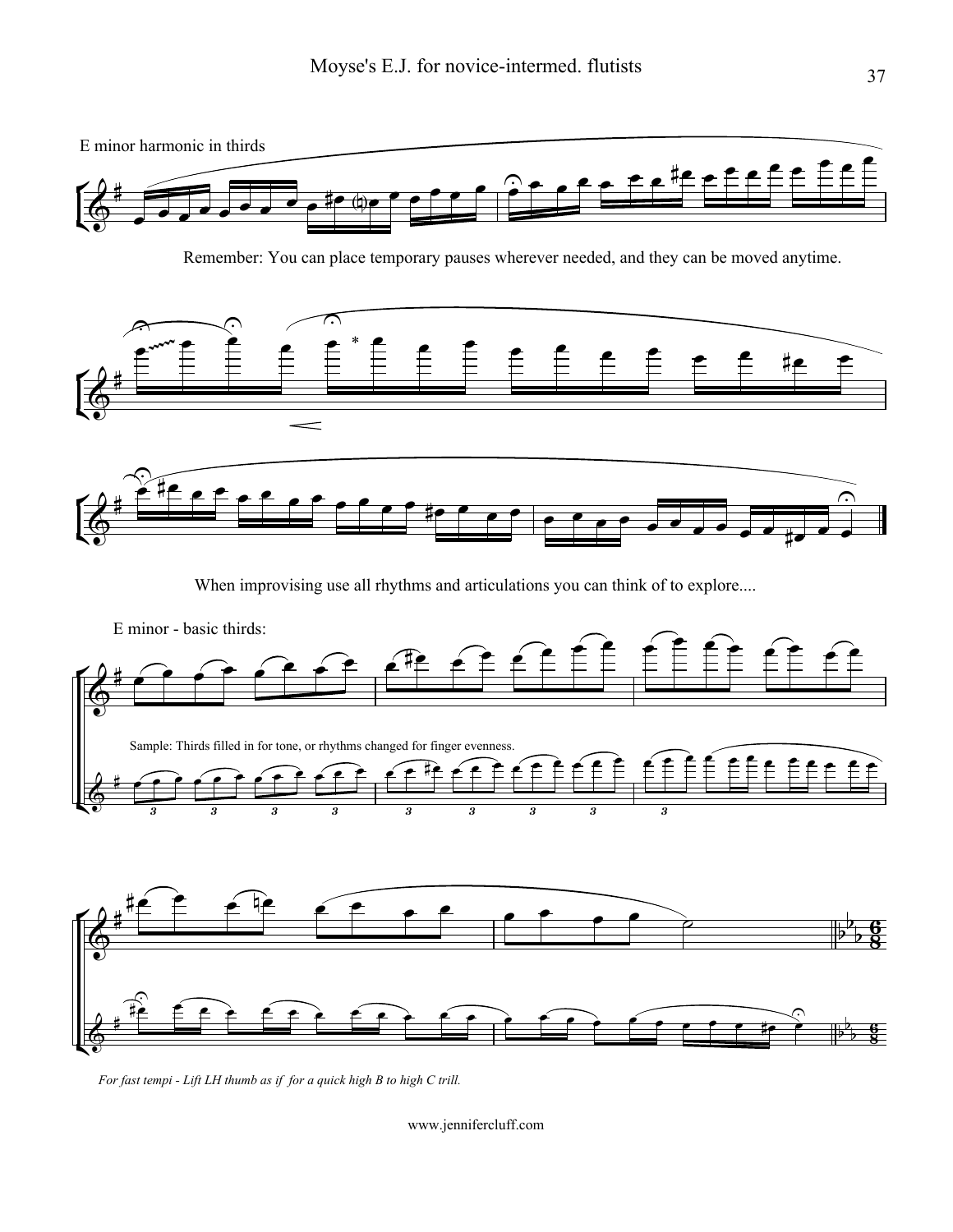E minor harmonic in thirds

Remember: You can place temporary pauses wherever needed, and they can be moved anytime.

When improvising use all rhythms and articulations you can think of to explore....

E minor - basic thirds:

Sample: Thirds filled in for tone, or rhythms changed for finger evenness.

*For fast tempi - Lift LH thumb as if for a quick high B to high C trill.*

www.jennifercluff.com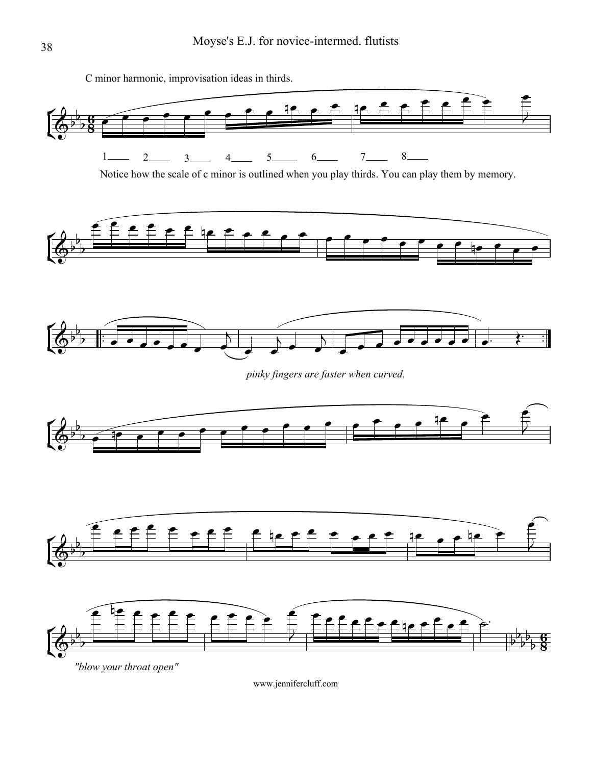C minor harmonic, improvisation ideas in thirds.

1____ 2____ 3____ 4____ 5____ 6____ 7____ 8____

Notice how the scale of c minor is outlined when you play thirds. You can play them by memory.

*pinky fingers are faster when curved.*

*"blow your throat open"*

www.jennifercluff.com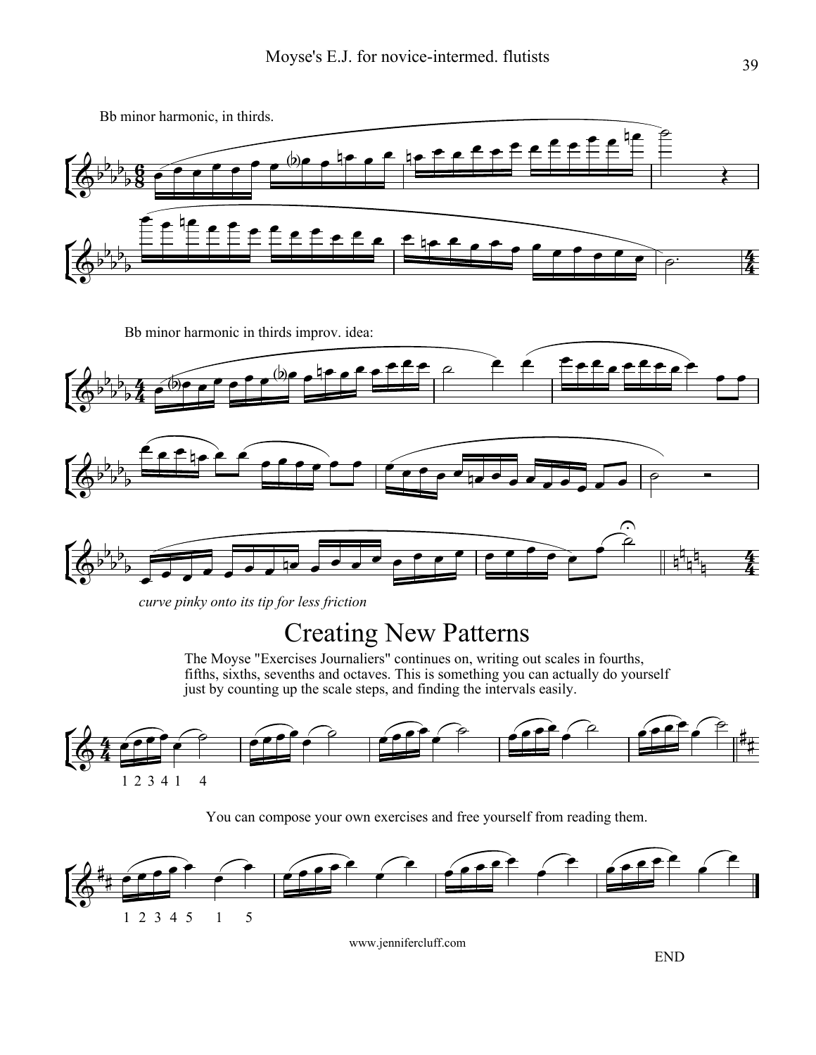Bb minor harmonic, in thirds.

Bb minor harmonic in thirds improv. idea:

*curve pinky onto its tip for less friction*

# Creating New Patterns

The Moyse "Exercises Journaliers" continues on, writing out scales in fourths, fifths, sixths, sevenths and octaves. This is something you can actually do yourself just by counting up the scale steps, and finding the intervals easily.

1 2 3 4 1 4

You can compose your own exercises and free yourself from reading them.

1 2 3 4 5 1 5

www.jennifercluff.com

END